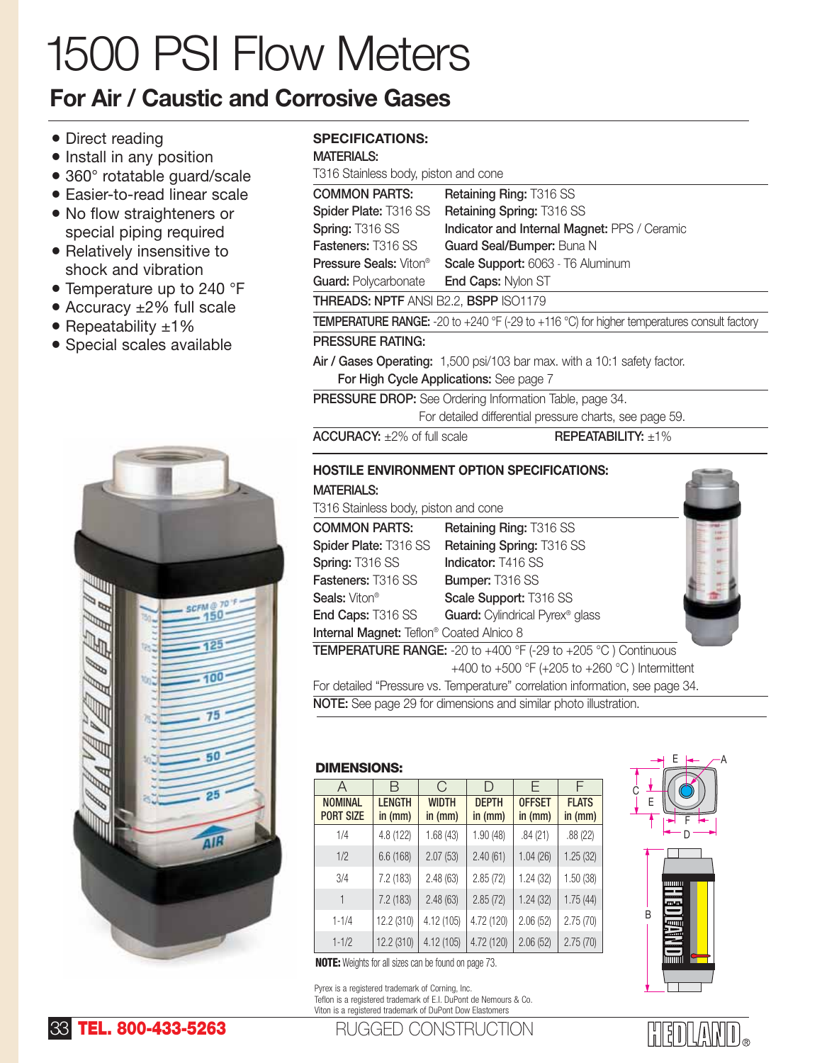# 1500 PSI Flow Meters

## For Air / Caustic and Corrosive Gases

- Direct reading
- Install in any position
- 360° rotatable guard/scale
- Easier-to-read linear scale
- No flow straighteners or special piping required
- Relatively insensitive to shock and vibration
- Temperature up to 240 °F
- Accuracy ±2% full scale
- Repeatability ±1%
- Special scales available

### SPECIFICATIONS:

**MATERIALS:**

T316 Stainless body, piston and cone

| **COMMON PARTS:** | **Retaining Ring:** T316 SS |
|---|---|
| **Spider Plate:** T316 SS | **Retaining Spring:** T316 SS |
| **Spring:** T316 SS | **Indicator and Internal Magnet:** PPS / Ceramic |
| **Fasteners:** T316 SS | **Guard Seal/Bumper:** Buna N |
| **Pressure Seals:** Viton® | **Scale Support:** 6063 - T6 Aluminum |
| **Guard:** Polycarbonate | **End Caps:** Nylon ST |

**THREADS: NPTF** ANSI B2.2, **BSPP** ISO1179

**TEMPERATURE RANGE:** -20 to +240 °F (-29 to +116 °C) for higher temperatures consult factory

**PRESSURE RATING:**

**Air / Gases Operating:** 1,500 psi/103 bar max. with a 10:1 safety factor.
**For High Cycle Applications:** See page 7

**PRESSURE DROP:** See Ordering Information Table, page 34.
For detailed differential pressure charts, see page 59.

**ACCURACY:** ±2% of full scale **REPEATABILITY:** ±1%

### HOSTILE ENVIRONMENT OPTION SPECIFICATIONS:

**MATERIALS:**

T316 Stainless body, piston and cone

| **COMMON PARTS:** | **Retaining Ring:** T316 SS |
|---|---|
| **Spider Plate:** T316 SS | **Retaining Spring:** T316 SS |
| **Spring:** T316 SS | **Indicator:** T416 SS |
| **Fasteners:** T316 SS | **Bumper:** T316 SS |
| **Seals:** Viton® | **Scale Support:** T316 SS |
| **End Caps:** T316 SS | **Guard:** Cylindrical Pyrex® glass |

**Internal Magnet:** Teflon® Coated Alnico 8

**TEMPERATURE RANGE:** -20 to +400 °F (-29 to +205 °C ) Continuous
+400 to +500 °F (+205 to +260 °C ) Intermittent

For detailed "Pressure vs. Temperature" correlation information, see page 34.

**NOTE:** See page 29 for dimensions and similar photo illustration.

### DIMENSIONS:

| A | B | C | D | E | F |
|---|---|---|---|---|---|
| **NOMINAL PORT SIZE** | **LENGTH in (mm)** | **WIDTH in (mm)** | **DEPTH in (mm)** | **OFFSET in (mm)** | **FLATS in (mm)** |
| 1/4 | 4.8 (122) | 1.68 (43) | 1.90 (48) | .84 (21) | .88 (22) |
| 1/2 | 6.6 (168) | 2.07 (53) | 2.40 (61) | 1.04 (26) | 1.25 (32) |
| 3/4 | 7.2 (183) | 2.48 (63) | 2.85 (72) | 1.24 (32) | 1.50 (38) |
| 1 | 7.2 (183) | 2.48 (63) | 2.85 (72) | 1.24 (32) | 1.75 (44) |
| 1-1/4 | 12.2 (310) | 4.12 (105) | 4.72 (120) | 2.06 (52) | 2.75 (70) |
| 1-1/2 | 12.2 (310) | 4.12 (105) | 4.72 (120) | 2.06 (52) | 2.75 (70) |

**NOTE:** Weights for all sizes can be found on page 73.

Pyrex is a registered trademark of Corning, Inc.
Teflon is a registered trademark of E.I. DuPont de Nemours & Co.
Viton is a registered trademark of DuPont Dow Elastomers

**TEL. 800-433-5263** RUGGED CONSTRUCTION HEDLAND®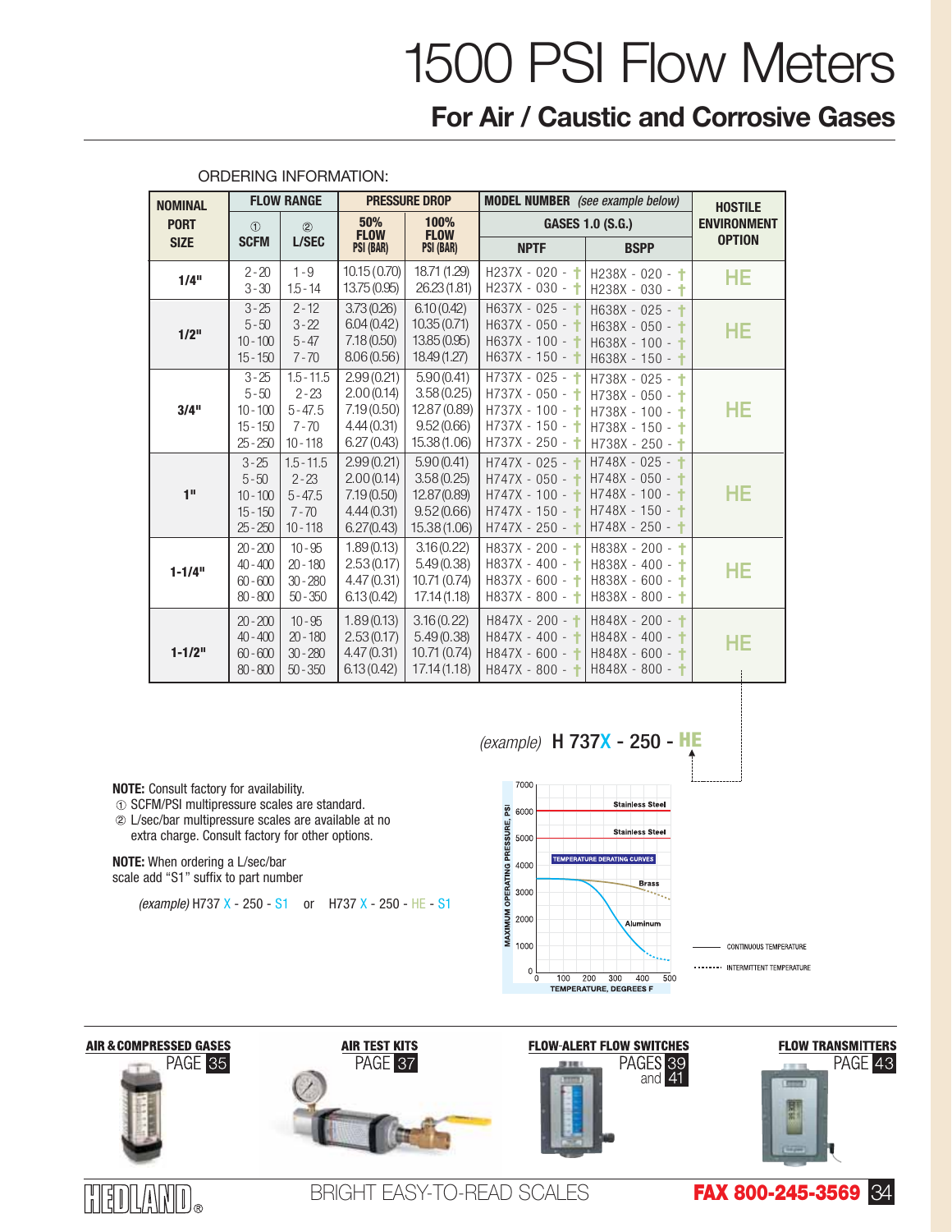# 1500 PSI Flow Meters

## For Air / Caustic and Corrosive Gases

ORDERING INFORMATION:

| NOMINAL PORT SIZE | FLOW RANGE ① SCFM | FLOW RANGE ② L/SEC | PRESSURE DROP 50% FLOW PSI (BAR) | PRESSURE DROP 100% FLOW PSI (BAR) | MODEL NUMBER (see example below) GASES 1.0 (S.G.) NPTF | MODEL NUMBER GASES 1.0 (S.G.) BSPP | HOSTILE ENVIRONMENT OPTION |
|---|---|---|---|---|---|---|---|
| 1/4" | 2 - 20 | 1 - 9 | 10.15 (0.70) | 18.71 (1.29) | H237X - 020 - † | H238X - 020 - † | HE |
| | 3 - 30 | 1.5 - 14 | 13.75 (0.95) | 26.23 (1.81) | H237X - 030 - † | H238X - 030 - † | |
| 1/2" | 3 - 25 | 2 - 12 | 3.73 (0.26) | 6.10 (0.42) | H637X - 025 - † | H638X - 025 - † | HE |
| | 5 - 50 | 3 - 22 | 6.04 (0.42) | 10.35 (0.71) | H637X - 050 - † | H638X - 050 - † | |
| | 10 - 100 | 5 - 47 | 7.18 (0.50) | 13.85 (0.95) | H637X - 100 - † | H638X - 100 - † | |
| | 15 - 150 | 7 - 70 | 8.06 (0.56) | 18.49 (1.27) | H637X - 150 - † | H638X - 150 - † | |
| 3/4" | 3 - 25 | 1.5 - 11.5 | 2.99 (0.21) | 5.90 (0.41) | H737X - 025 - † | H738X - 025 - † | HE |
| | 5 - 50 | 2 - 23 | 2.00 (0.14) | 3.58 (0.25) | H737X - 050 - † | H738X - 050 - † | |
| | 10 - 100 | 5 - 47.5 | 7.19 (0.50) | 12.87 (0.89) | H737X - 100 - † | H738X - 100 - † | |
| | 15 - 150 | 7 - 70 | 4.44 (0.31) | 9.52 (0.66) | H737X - 150 - † | H738X - 150 - † | |
| | 25 - 250 | 10 - 118 | 6.27 (0.43) | 15.38 (1.06) | H737X - 250 - † | H738X - 250 - † | |
| 1" | 3 - 25 | 1.5 - 11.5 | 2.99 (0.21) | 5.90 (0.41) | H747X - 025 - † | H748X - 025 - † | HE |
| | 5 - 50 | 2 - 23 | 2.00 (0.14) | 3.58 (0.25) | H747X - 050 - † | H748X - 050 - † | |
| | 10 - 100 | 5 - 47.5 | 7.19 (0.50) | 12.87 (0.89) | H747X - 100 - † | H748X - 100 - † | |
| | 15 - 150 | 7 - 70 | 4.44 (0.31) | 9.52 (0.66) | H747X - 150 - † | H748X - 150 - † | |
| | 25 - 250 | 10 - 118 | 6.27 (0.43) | 15.38 (1.06) | H747X - 250 - † | H748X - 250 - † | |
| 1-1/4" | 20 - 200 | 10 - 95 | 1.89 (0.13) | 3.16 (0.22) | H837X - 200 - † | H838X - 200 - † | HE |
| | 40 - 400 | 20 - 180 | 2.53 (0.17) | 5.49 (0.38) | H837X - 400 - † | H838X - 400 - † | |
| | 60 - 600 | 30 - 280 | 4.47 (0.31) | 10.71 (0.74) | H837X - 600 - † | H838X - 600 - † | |
| | 80 - 800 | 50 - 350 | 6.13 (0.42) | 17.14 (1.18) | H837X - 800 - † | H838X - 800 - † | |
| 1-1/2" | 20 - 200 | 10 - 95 | 1.89 (0.13) | 3.16 (0.22) | H847X - 200 - † | H848X - 200 - † | HE |
| | 40 - 400 | 20 - 180 | 2.53 (0.17) | 5.49 (0.38) | H847X - 400 - † | H848X - 400 - † | |
| | 60 - 600 | 30 - 280 | 4.47 (0.31) | 10.71 (0.74) | H847X - 600 - † | H848X - 600 - † | |
| | 80 - 800 | 50 - 350 | 6.13 (0.42) | 17.14 (1.18) | H847X - 800 - † | H848X - 800 - † | |

*(example)* **H 737X - 250 - HE**

**NOTE:** Consult factory for availability.
① SCFM/PSI multipressure scales are standard.
② L/sec/bar multipressure scales are available at no extra charge. Consult factory for other options.

**NOTE:** When ordering a L/sec/bar scale add "S1" suffix to part number

*(example)* H737 X - 250 - S1 or H737 X - 250 - HE - S1

MAXIMUM OPERATING PRESSURE, PSI
7000
6000
5000
4000
3000
2000
1000
0
0 100 200 300 400 500
TEMPERATURE, DEGREES F
TEMPERATURE DERATING CURVES
Stainless Steel
Stainless Steel
Brass
Aluminum
CONTINUOUS TEMPERATURE
INTERMITTENT TEMPERATURE

**AIR & COMPRESSED GASES** PAGE 35

**AIR TEST KITS** PAGE 37

**FLOW-ALERT FLOW SWITCHES** PAGES 39 and 41

**FLOW TRANSMITTERS** PAGE 43

HEDLAND® BRIGHT EASY-TO-READ SCALES **FAX 800-245-3569**